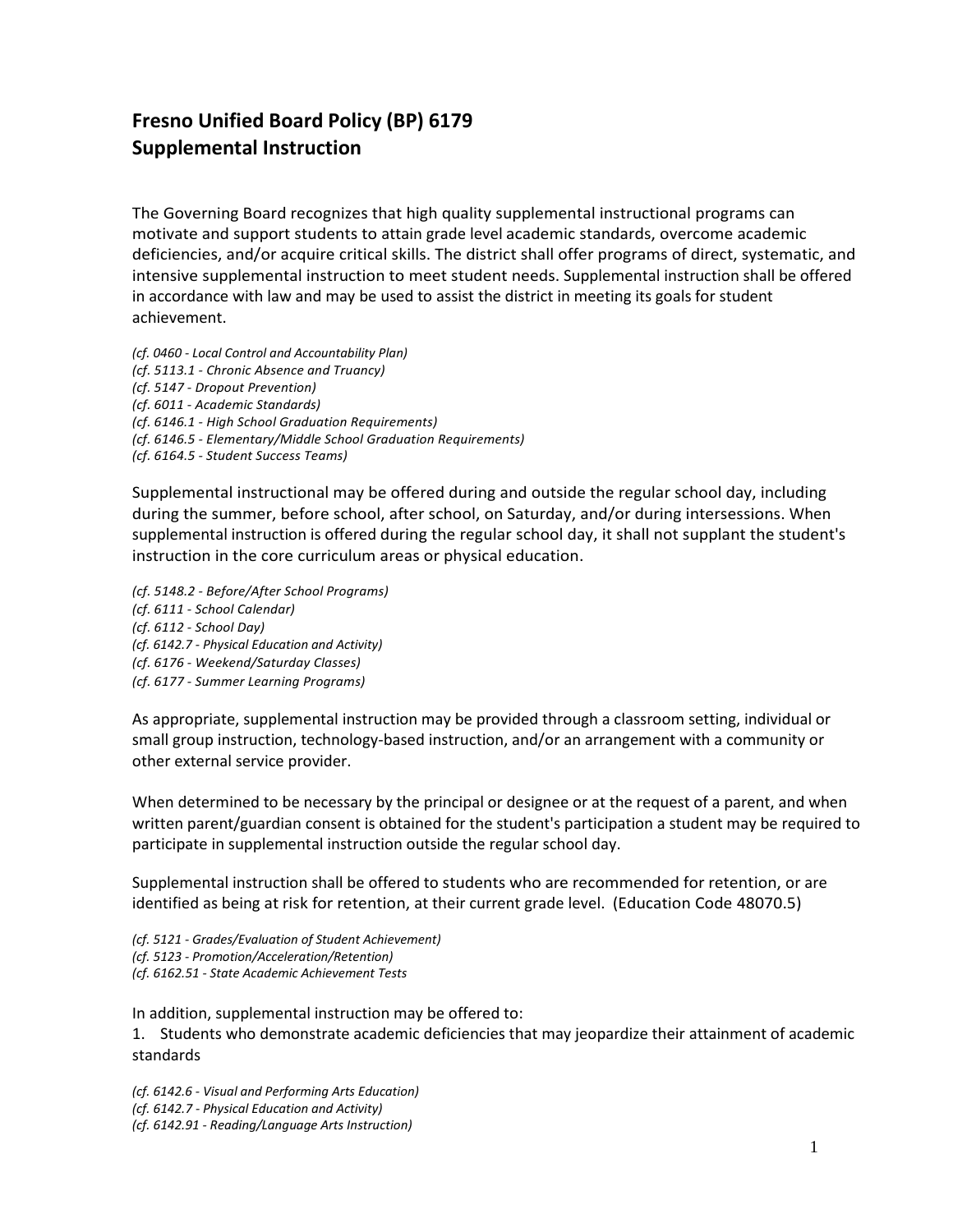# Fresno Unified Board Policy (BP) 6179
# Supplemental Instruction

The Governing Board recognizes that high quality supplemental instructional programs can motivate and support students to attain grade level academic standards, overcome academic deficiencies, and/or acquire critical skills. The district shall offer programs of direct, systematic, and intensive supplemental instruction to meet student needs. Supplemental instruction shall be offered in accordance with law and may be used to assist the district in meeting its goals for student achievement.

*(cf. 0460 - Local Control and Accountability Plan)*
*(cf. 5113.1 - Chronic Absence and Truancy)*
*(cf. 5147 - Dropout Prevention)*
*(cf. 6011 - Academic Standards)*
*(cf. 6146.1 - High School Graduation Requirements)*
*(cf. 6146.5 - Elementary/Middle School Graduation Requirements)*
*(cf. 6164.5 - Student Success Teams)*

Supplemental instructional may be offered during and outside the regular school day, including during the summer, before school, after school, on Saturday, and/or during intersessions. When supplemental instruction is offered during the regular school day, it shall not supplant the student's instruction in the core curriculum areas or physical education.

*(cf. 5148.2 - Before/After School Programs)*
*(cf. 6111 - School Calendar)*
*(cf. 6112 - School Day)*
*(cf. 6142.7 - Physical Education and Activity)*
*(cf. 6176 - Weekend/Saturday Classes)*
*(cf. 6177 - Summer Learning Programs)*

As appropriate, supplemental instruction may be provided through a classroom setting, individual or small group instruction, technology-based instruction, and/or an arrangement with a community or other external service provider.

When determined to be necessary by the principal or designee or at the request of a parent, and when written parent/guardian consent is obtained for the student's participation a student may be required to participate in supplemental instruction outside the regular school day.

Supplemental instruction shall be offered to students who are recommended for retention, or are identified as being at risk for retention, at their current grade level. (Education Code 48070.5)

*(cf. 5121 - Grades/Evaluation of Student Achievement)*
*(cf. 5123 - Promotion/Acceleration/Retention)*
*(cf. 6162.51 - State Academic Achievement Tests*

In addition, supplemental instruction may be offered to:

1. Students who demonstrate academic deficiencies that may jeopardize their attainment of academic standards

*(cf. 6142.6 - Visual and Performing Arts Education)*
*(cf. 6142.7 - Physical Education and Activity)*
*(cf. 6142.91 - Reading/Language Arts Instruction)*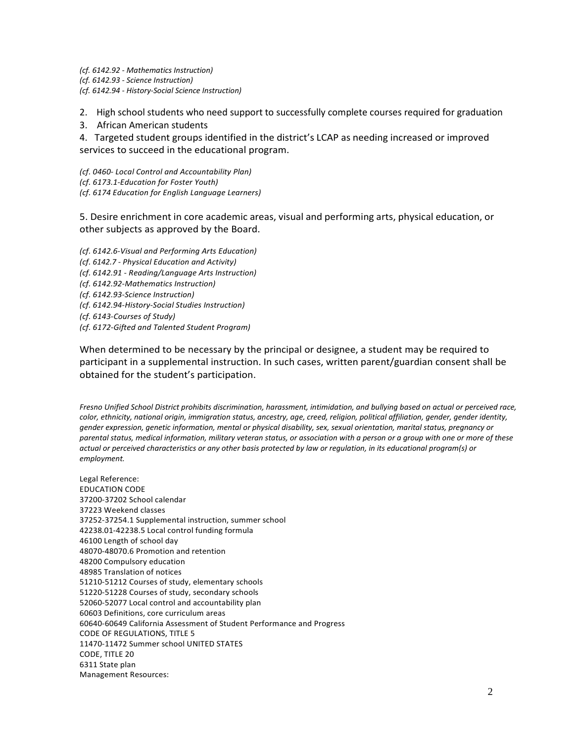*(cf. 6142.92 - Mathematics Instruction)*
*(cf. 6142.93 - Science Instruction)*
*(cf. 6142.94 - History-Social Science Instruction)*

2. High school students who need support to successfully complete courses required for graduation
3. African American students
4. Targeted student groups identified in the district's LCAP as needing increased or improved services to succeed in the educational program.

*(cf. 0460- Local Control and Accountability Plan)*
*(cf. 6173.1-Education for Foster Youth)*
*(cf. 6174 Education for English Language Learners)*

5. Desire enrichment in core academic areas, visual and performing arts, physical education, or other subjects as approved by the Board.

*(cf. 6142.6-Visual and Performing Arts Education)*
*(cf. 6142.7 - Physical Education and Activity)*
*(cf. 6142.91 - Reading/Language Arts Instruction)*
*(cf. 6142.92-Mathematics Instruction)*
*(cf. 6142.93-Science Instruction)*
*(cf. 6142.94-History-Social Studies Instruction)*
*(cf. 6143-Courses of Study)*
*(cf. 6172-Gifted and Talented Student Program)*

When determined to be necessary by the principal or designee, a student may be required to participant in a supplemental instruction. In such cases, written parent/guardian consent shall be obtained for the student's participation.

*Fresno Unified School District prohibits discrimination, harassment, intimidation, and bullying based on actual or perceived race, color, ethnicity, national origin, immigration status, ancestry, age, creed, religion, political affiliation, gender, gender identity, gender expression, genetic information, mental or physical disability, sex, sexual orientation, marital status, pregnancy or parental status, medical information, military veteran status, or association with a person or a group with one or more of these actual or perceived characteristics or any other basis protected by law or regulation, in its educational program(s) or employment.*

Legal Reference:
EDUCATION CODE
37200-37202 School calendar
37223 Weekend classes
37252-37254.1 Supplemental instruction, summer school
42238.01-42238.5 Local control funding formula
46100 Length of school day
48070-48070.6 Promotion and retention
48200 Compulsory education
48985 Translation of notices
51210-51212 Courses of study, elementary schools
51220-51228 Courses of study, secondary schools
52060-52077 Local control and accountability plan
60603 Definitions, core curriculum areas
60640-60649 California Assessment of Student Performance and Progress
CODE OF REGULATIONS, TITLE 5
11470-11472 Summer school UNITED STATES
CODE, TITLE 20
6311 State plan
Management Resources: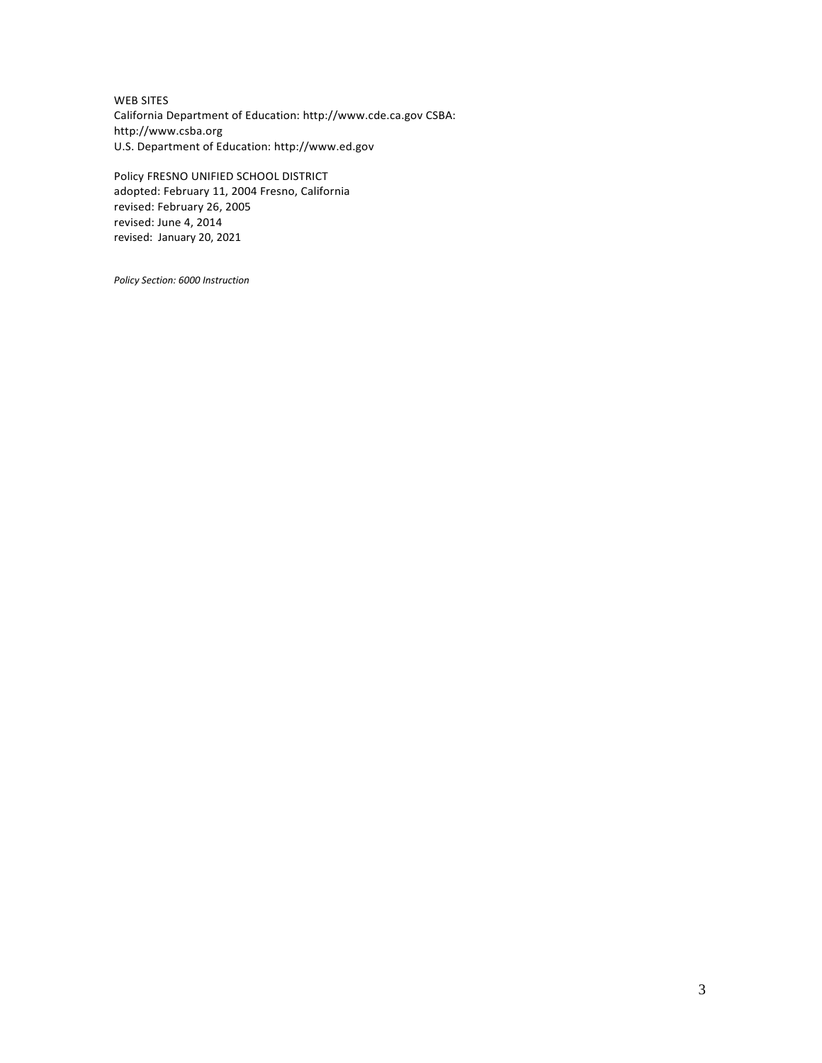WEB SITES
California Department of Education: http://www.cde.ca.gov CSBA:
http://www.csba.org
U.S. Department of Education: http://www.ed.gov

Policy FRESNO UNIFIED SCHOOL DISTRICT
adopted: February 11, 2004 Fresno, California
revised: February 26, 2005
revised: June 4, 2014
revised: January 20, 2021

*Policy Section: 6000 Instruction*